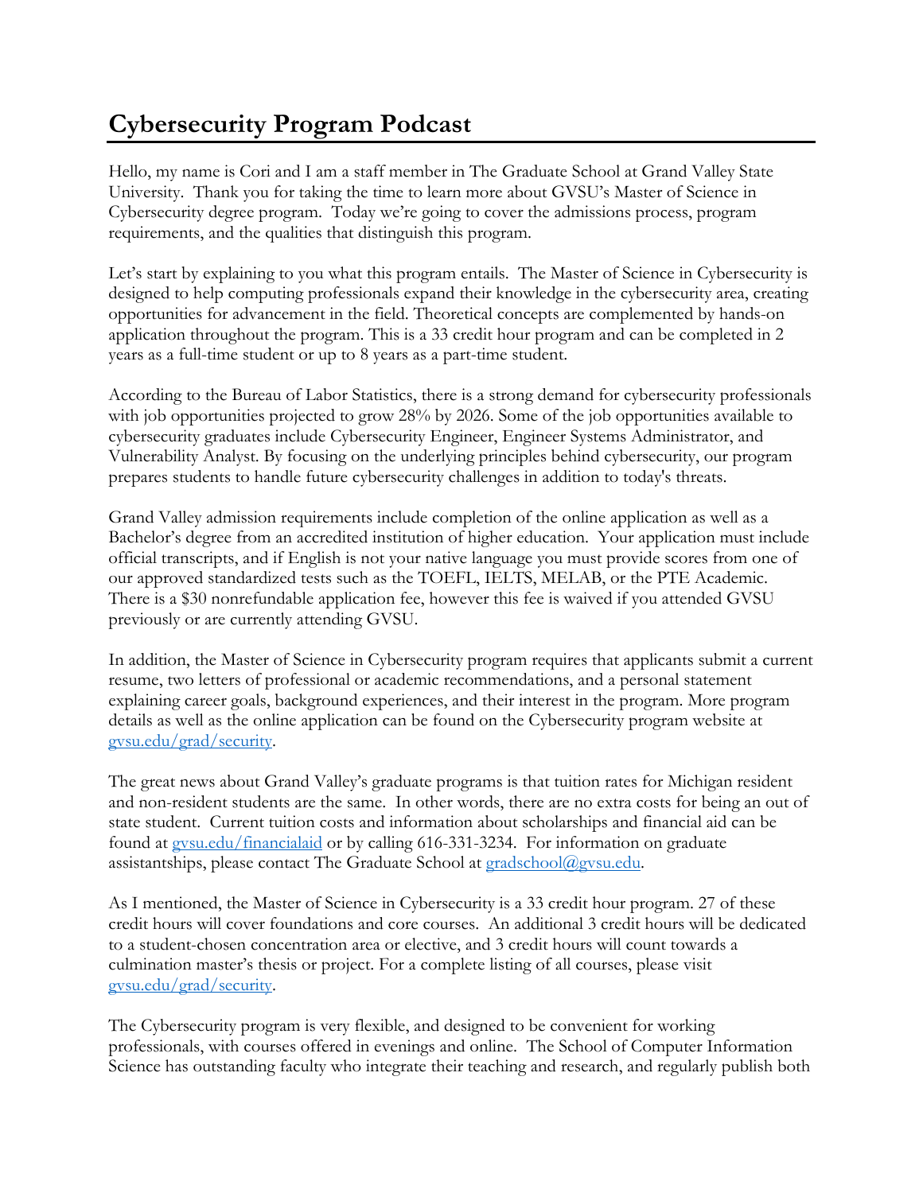# Cybersecurity Program Podcast

Hello, my name is Cori and I am a staff member in The Graduate School at Grand Valley State University. Thank you for taking the time to learn more about GVSU's Master of Science in Cybersecurity degree program. Today we're going to cover the admissions process, program requirements, and the qualities that distinguish this program.

Let's start by explaining to you what this program entails. The Master of Science in Cybersecurity is designed to help computing professionals expand their knowledge in the cybersecurity area, creating opportunities for advancement in the field. Theoretical concepts are complemented by hands-on application throughout the program. This is a 33 credit hour program and can be completed in 2 years as a full-time student or up to 8 years as a part-time student.

According to the Bureau of Labor Statistics, there is a strong demand for cybersecurity professionals with job opportunities projected to grow 28% by 2026. Some of the job opportunities available to cybersecurity graduates include Cybersecurity Engineer, Engineer Systems Administrator, and Vulnerability Analyst. By focusing on the underlying principles behind cybersecurity, our program prepares students to handle future cybersecurity challenges in addition to today's threats.

Grand Valley admission requirements include completion of the online application as well as a Bachelor's degree from an accredited institution of higher education. Your application must include official transcripts, and if English is not your native language you must provide scores from one of our approved standardized tests such as the TOEFL, IELTS, MELAB, or the PTE Academic. There is a $30 nonrefundable application fee, however this fee is waived if you attended GVSU previously or are currently attending GVSU.

In addition, the Master of Science in Cybersecurity program requires that applicants submit a current resume, two letters of professional or academic recommendations, and a personal statement explaining career goals, background experiences, and their interest in the program. More program details as well as the online application can be found on the Cybersecurity program website at [gvsu.edu/grad/security](gvsu.edu/grad/security).

The great news about Grand Valley's graduate programs is that tuition rates for Michigan resident and non-resident students are the same. In other words, there are no extra costs for being an out of state student. Current tuition costs and information about scholarships and financial aid can be found at [gvsu.edu/financialaid](gvsu.edu/financialaid) or by calling 616-331-3234. For information on graduate assistantships, please contact The Graduate School at [gradschool@gvsu.edu](mailto:gradschool@gvsu.edu).

As I mentioned, the Master of Science in Cybersecurity is a 33 credit hour program. 27 of these credit hours will cover foundations and core courses. An additional 3 credit hours will be dedicated to a student-chosen concentration area or elective, and 3 credit hours will count towards a culmination master's thesis or project. For a complete listing of all courses, please visit [gvsu.edu/grad/security](gvsu.edu/grad/security).

The Cybersecurity program is very flexible, and designed to be convenient for working professionals, with courses offered in evenings and online. The School of Computer Information Science has outstanding faculty who integrate their teaching and research, and regularly publish both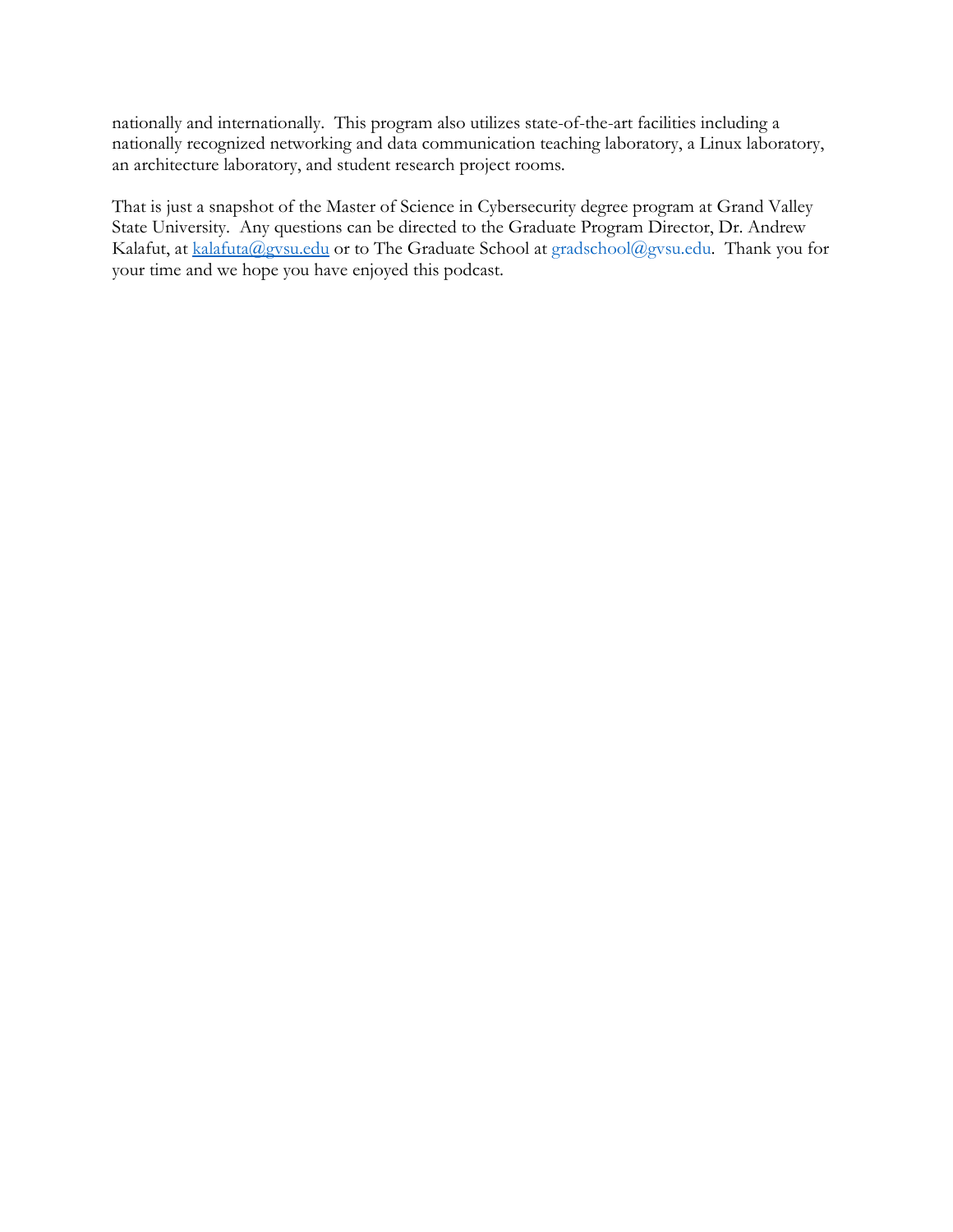nationally and internationally. This program also utilizes state-of-the-art facilities including a nationally recognized networking and data communication teaching laboratory, a Linux laboratory, an architecture laboratory, and student research project rooms.

That is just a snapshot of the Master of Science in Cybersecurity degree program at Grand Valley State University. Any questions can be directed to the Graduate Program Director, Dr. Andrew Kalafut, at [kalafuta@gvsu.edu](mailto:kalafuta@gvsu.edu) or to The Graduate School at gradschool@gvsu.edu. Thank you for your time and we hope you have enjoyed this podcast.